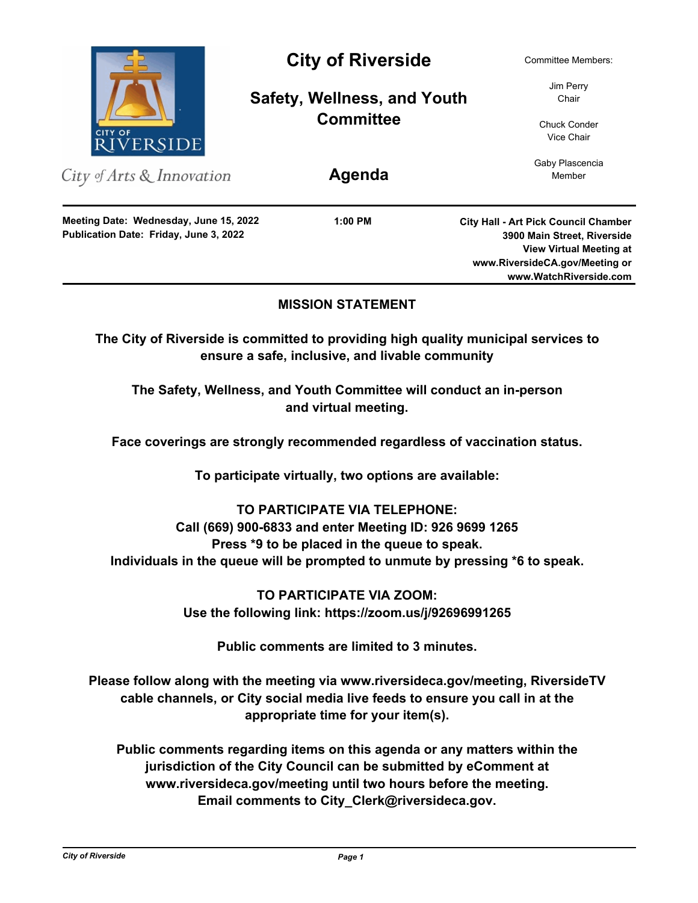# City of Riverside

## Safety, Wellness, and Youth Committee

## Agenda

City of Arts & Innovation

Committee Members:

Jim Perry
Chair

Chuck Conder
Vice Chair

Gaby Plascencia
Member

**Meeting Date: Wednesday, June 15, 2022**
**Publication Date: Friday, June 3, 2022**

**1:00 PM**

**City Hall - Art Pick Council Chamber**
**3900 Main Street, Riverside**
**View Virtual Meeting at**
**www.RiversideCA.gov/Meeting or**
**www.WatchRiverside.com**

---

### MISSION STATEMENT

**The City of Riverside is committed to providing high quality municipal services to ensure a safe, inclusive, and livable community**

**The Safety, Wellness, and Youth Committee will conduct an in-person and virtual meeting.**

**Face coverings are strongly recommended regardless of vaccination status.**

**To participate virtually, two options are available:**

**TO PARTICIPATE VIA TELEPHONE:**
**Call (669) 900-6833 and enter Meeting ID: 926 9699 1265**
**Press *9 to be placed in the queue to speak.**
**Individuals in the queue will be prompted to unmute by pressing *6 to speak.**

**TO PARTICIPATE VIA ZOOM:**
**Use the following link: https://zoom.us/j/92696991265**

**Public comments are limited to 3 minutes.**

**Please follow along with the meeting via www.riversideca.gov/meeting, RiversideTV cable channels, or City social media live feeds to ensure you call in at the appropriate time for your item(s).**

**Public comments regarding items on this agenda or any matters within the jurisdiction of the City Council can be submitted by eComment at www.riversideca.gov/meeting until two hours before the meeting. Email comments to City_Clerk@riversideca.gov.**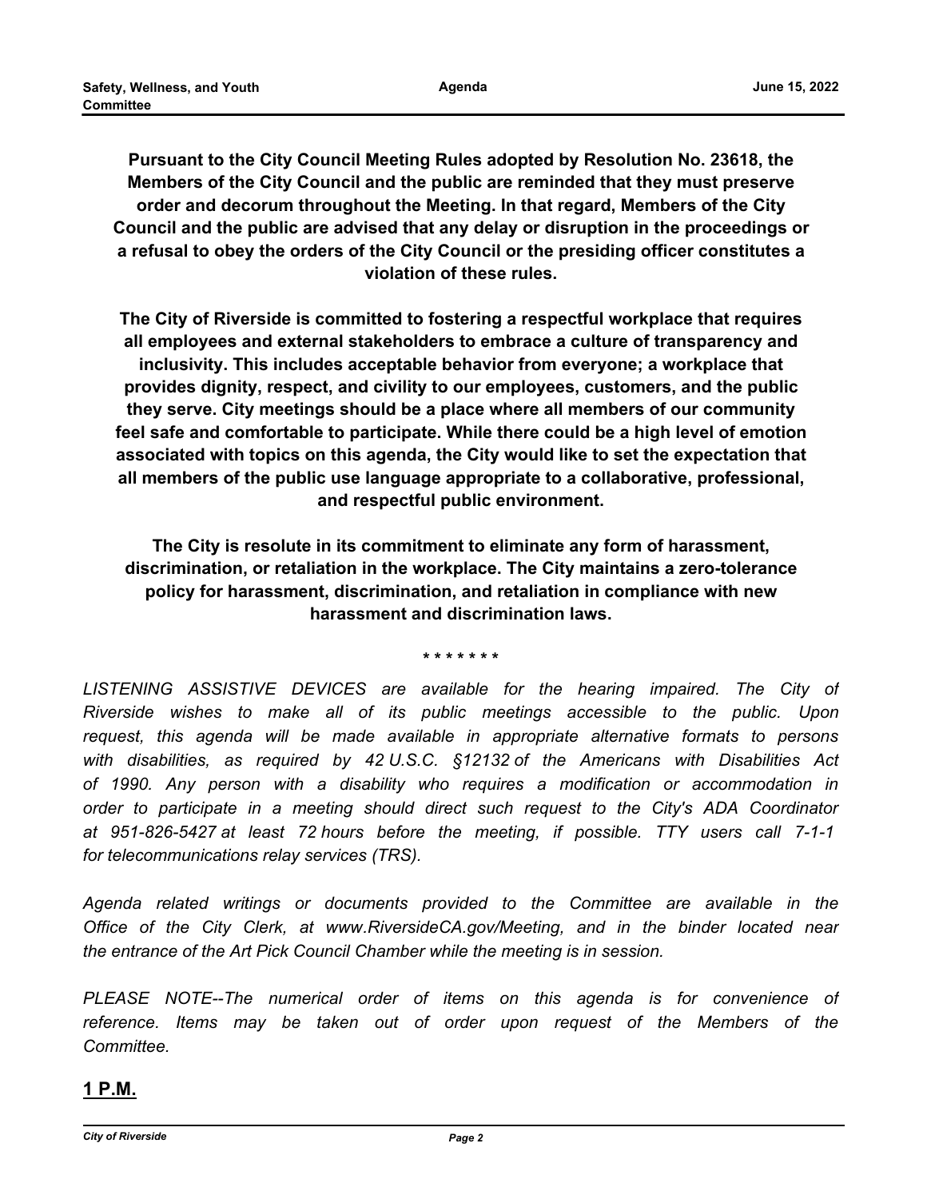**Pursuant to the City Council Meeting Rules adopted by Resolution No. 23618, the Members of the City Council and the public are reminded that they must preserve order and decorum throughout the Meeting. In that regard, Members of the City Council and the public are advised that any delay or disruption in the proceedings or a refusal to obey the orders of the City Council or the presiding officer constitutes a violation of these rules.**

**The City of Riverside is committed to fostering a respectful workplace that requires all employees and external stakeholders to embrace a culture of transparency and inclusivity. This includes acceptable behavior from everyone; a workplace that provides dignity, respect, and civility to our employees, customers, and the public they serve. City meetings should be a place where all members of our community feel safe and comfortable to participate. While there could be a high level of emotion associated with topics on this agenda, the City would like to set the expectation that all members of the public use language appropriate to a collaborative, professional, and respectful public environment.**

**The City is resolute in its commitment to eliminate any form of harassment, discrimination, or retaliation in the workplace. The City maintains a zero-tolerance policy for harassment, discrimination, and retaliation in compliance with new harassment and discrimination laws.**

**\* \* \* \* \* \* \***

*LISTENING ASSISTIVE DEVICES are available for the hearing impaired. The City of Riverside wishes to make all of its public meetings accessible to the public. Upon request, this agenda will be made available in appropriate alternative formats to persons with disabilities, as required by 42 U.S.C. §12132 of the Americans with Disabilities Act of 1990. Any person with a disability who requires a modification or accommodation in order to participate in a meeting should direct such request to the City's ADA Coordinator at 951-826-5427 at least 72 hours before the meeting, if possible. TTY users call 7-1-1 for telecommunications relay services (TRS).*

*Agenda related writings or documents provided to the Committee are available in the Office of the City Clerk, at www.RiversideCA.gov/Meeting, and in the binder located near the entrance of the Art Pick Council Chamber while the meeting is in session.*

*PLEASE NOTE--The numerical order of items on this agenda is for convenience of reference. Items may be taken out of order upon request of the Members of the Committee.*

## 1 P.M.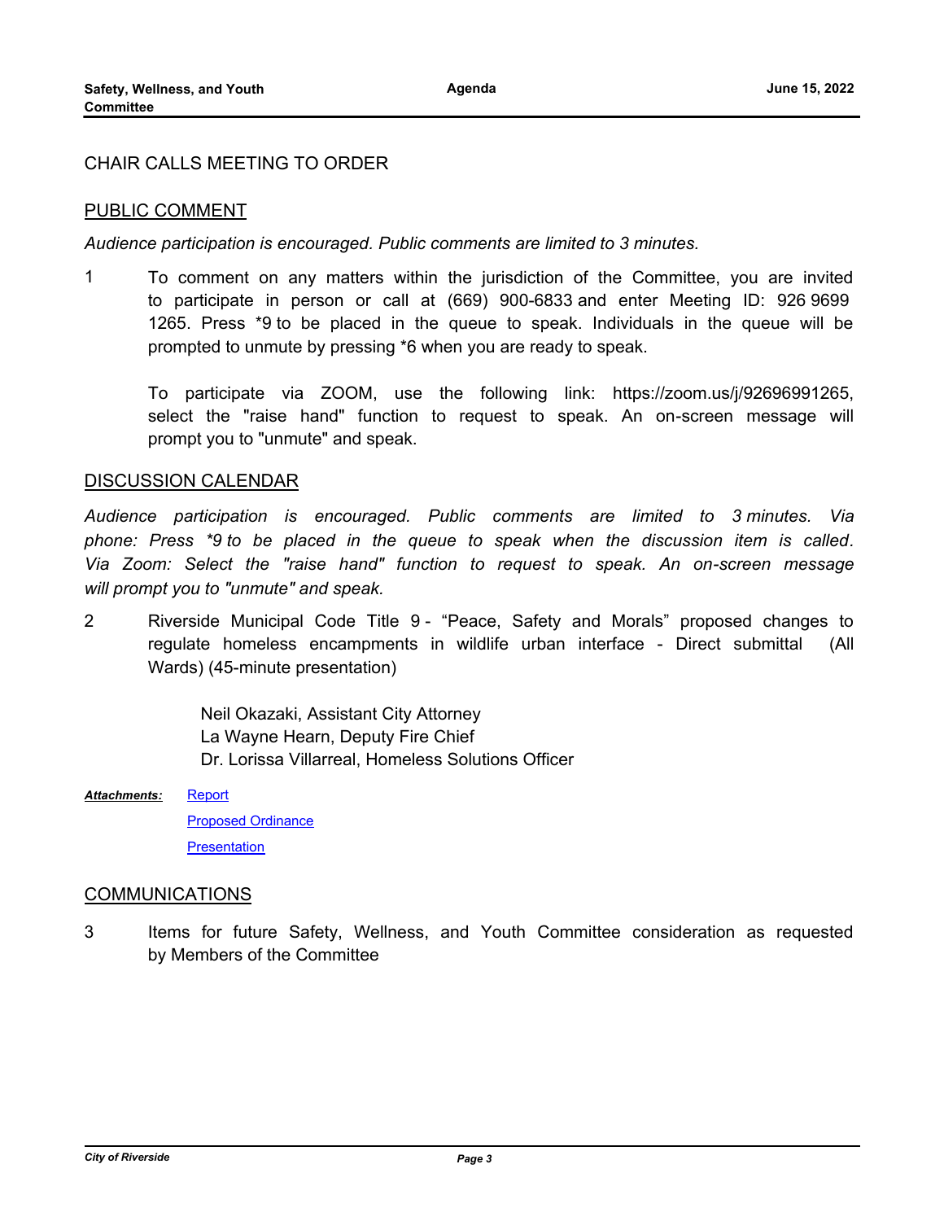CHAIR CALLS MEETING TO ORDER

## PUBLIC COMMENT

*Audience participation is encouraged. Public comments are limited to 3 minutes.*

1 To comment on any matters within the jurisdiction of the Committee, you are invited to participate in person or call at (669) 900-6833 and enter Meeting ID: 926 9699 1265. Press *9 to be placed in the queue to speak. Individuals in the queue will be prompted to unmute by pressing *6 when you are ready to speak.

To participate via ZOOM, use the following link: https://zoom.us/j/92696991265, select the "raise hand" function to request to speak. An on-screen message will prompt you to "unmute" and speak.

## DISCUSSION CALENDAR

*Audience participation is encouraged. Public comments are limited to 3 minutes. Via phone: Press *9 to be placed in the queue to speak when the discussion item is called. Via Zoom: Select the "raise hand" function to request to speak. An on-screen message will prompt you to "unmute" and speak.*

2 Riverside Municipal Code Title 9 - "Peace, Safety and Morals" proposed changes to regulate homeless encampments in wildlife urban interface - Direct submittal (All Wards) (45-minute presentation)

Neil Okazaki, Assistant City Attorney
La Wayne Hearn, Deputy Fire Chief
Dr. Lorissa Villarreal, Homeless Solutions Officer

***Attachments:*** Report
Proposed Ordinance
Presentation

## COMMUNICATIONS

3 Items for future Safety, Wellness, and Youth Committee consideration as requested by Members of the Committee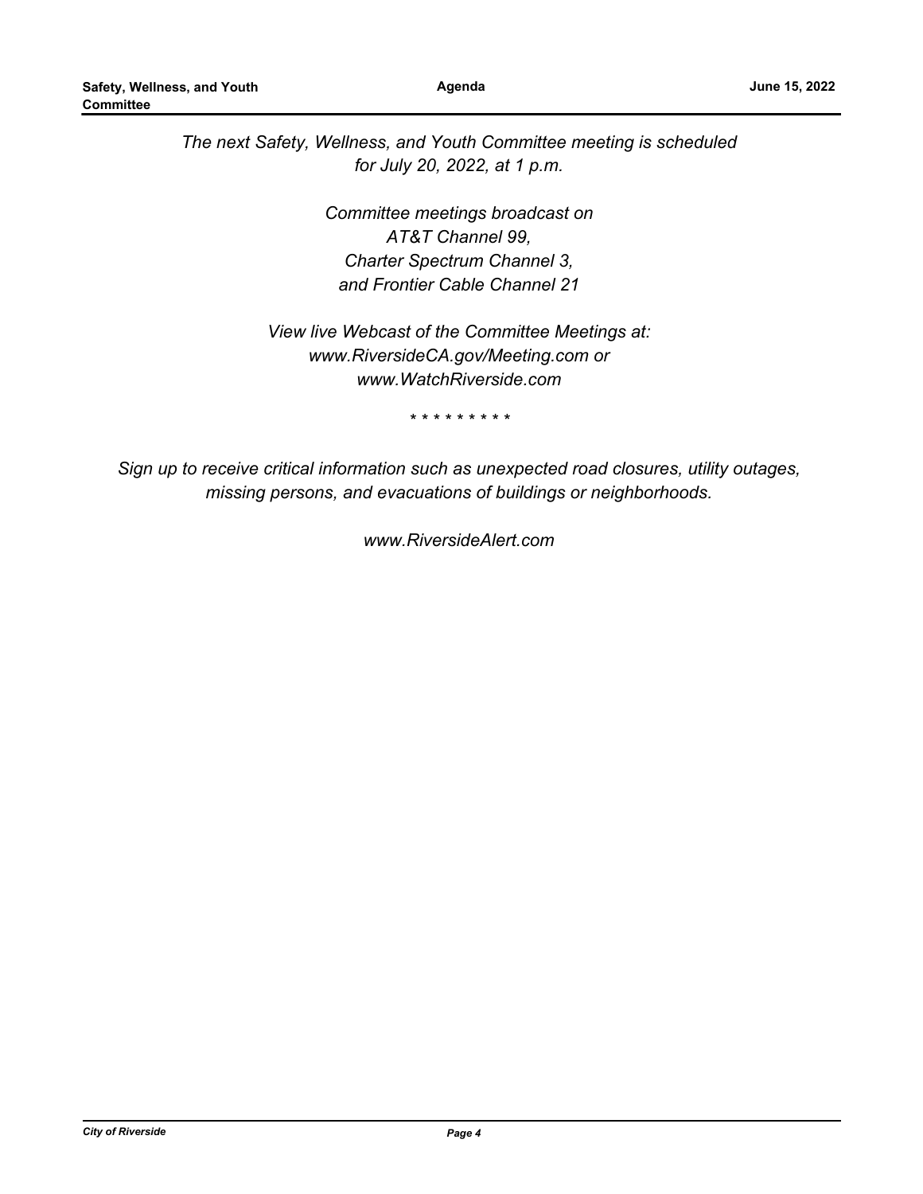*The next Safety, Wellness, and Youth Committee meeting is scheduled for July 20, 2022, at 1 p.m.*

*Committee meetings broadcast on*
*AT&T Channel 99,*
*Charter Spectrum Channel 3,*
*and Frontier Cable Channel 21*

*View live Webcast of the Committee Meetings at:*
*www.RiversideCA.gov/Meeting.com or*
*www.WatchRiverside.com*

\* \* \* \* \* \* \* \* \*

*Sign up to receive critical information such as unexpected road closures, utility outages, missing persons, and evacuations of buildings or neighborhoods.*

*www.RiversideAlert.com*